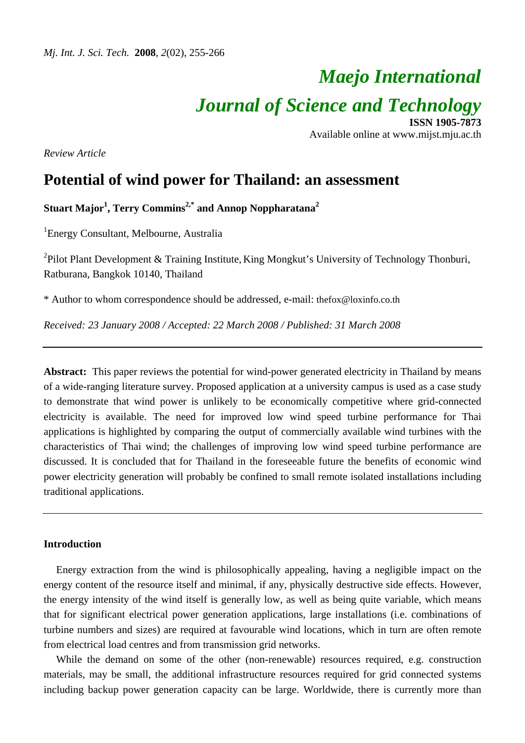*Review Article*

# Potential of wind power for Thailand: an assessment

**Stuart Major[1], Terry Commins[2,*] and Annop Noppharatana[2]**

[1]Energy Consultant, Melbourne, Australia

[2]Pilot Plant Development & Training Institute, King Mongkut's University of Technology Thonburi, Ratburana, Bangkok 10140, Thailand

\* Author to whom correspondence should be addressed, e-mail: thefox@loxinfo.co.th

*Received: 23 January 2008 / Accepted: 22 March 2008 / Published: 31 March 2008*

---

**Abstract:** This paper reviews the potential for wind-power generated electricity in Thailand by means of a wide-ranging literature survey. Proposed application at a university campus is used as a case study to demonstrate that wind power is unlikely to be economically competitive where grid-connected electricity is available. The need for improved low wind speed turbine performance for Thai applications is highlighted by comparing the output of commercially available wind turbines with the characteristics of Thai wind; the challenges of improving low wind speed turbine performance are discussed. It is concluded that for Thailand in the foreseeable future the benefits of economic wind power electricity generation will probably be confined to small remote isolated installations including traditional applications.

---

## Introduction

Energy extraction from the wind is philosophically appealing, having a negligible impact on the energy content of the resource itself and minimal, if any, physically destructive side effects. However, the energy intensity of the wind itself is generally low, as well as being quite variable, which means that for significant electrical power generation applications, large installations (i.e. combinations of turbine numbers and sizes) are required at favourable wind locations, which in turn are often remote from electrical load centres and from transmission grid networks.

While the demand on some of the other (non-renewable) resources required, e.g. construction materials, may be small, the additional infrastructure resources required for grid connected systems including backup power generation capacity can be large. Worldwide, there is currently more than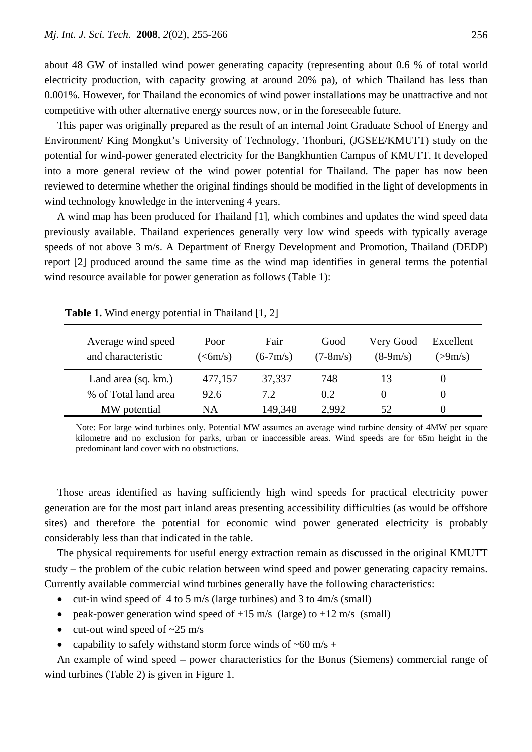about 48 GW of installed wind power generating capacity (representing about 0.6 % of total world electricity production, with capacity growing at around 20% pa), of which Thailand has less than 0.001%. However, for Thailand the economics of wind power installations may be unattractive and not competitive with other alternative energy sources now, or in the foreseeable future.

This paper was originally prepared as the result of an internal Joint Graduate School of Energy and Environment/ King Mongkut's University of Technology, Thonburi, (JGSEE/KMUTT) study on the potential for wind-power generated electricity for the Bangkhuntien Campus of KMUTT. It developed into a more general review of the wind power potential for Thailand. The paper has now been reviewed to determine whether the original findings should be modified in the light of developments in wind technology knowledge in the intervening 4 years.

A wind map has been produced for Thailand [1], which combines and updates the wind speed data previously available. Thailand experiences generally very low wind speeds with typically average speeds of not above 3 m/s. A Department of Energy Development and Promotion, Thailand (DEDP) report [2] produced around the same time as the wind map identifies in general terms the potential wind resource available for power generation as follows (Table 1):

**Table 1.** Wind energy potential in Thailand [1, 2]

| Average wind speed and characteristic | Poor (<6m/s) | Fair (6-7m/s) | Good (7-8m/s) | Very Good (8-9m/s) | Excellent (>9m/s) |
|---|---|---|---|---|---|
| Land area (sq. km.) | 477,157 | 37,337 | 748 | 13 | 0 |
| % of Total land area | 92.6 | 7.2 | 0.2 | 0 | 0 |
| MW potential | NA | 149,348 | 2,992 | 52 | 0 |

Note: For large wind turbines only. Potential MW assumes an average wind turbine density of 4MW per square kilometre and no exclusion for parks, urban or inaccessible areas. Wind speeds are for 65m height in the predominant land cover with no obstructions.

Those areas identified as having sufficiently high wind speeds for practical electricity power generation are for the most part inland areas presenting accessibility difficulties (as would be offshore sites) and therefore the potential for economic wind power generated electricity is probably considerably less than that indicated in the table.

The physical requirements for useful energy extraction remain as discussed in the original KMUTT study – the problem of the cubic relation between wind speed and power generating capacity remains. Currently available commercial wind turbines generally have the following characteristics:

- cut-in wind speed of 4 to 5 m/s (large turbines) and 3 to 4m/s (small)
- peak-power generation wind speed of ±15 m/s (large) to ±12 m/s (small)
- cut-out wind speed of ~25 m/s
- capability to safely withstand storm force winds of ~60 m/s +

An example of wind speed – power characteristics for the Bonus (Siemens) commercial range of wind turbines (Table 2) is given in Figure 1.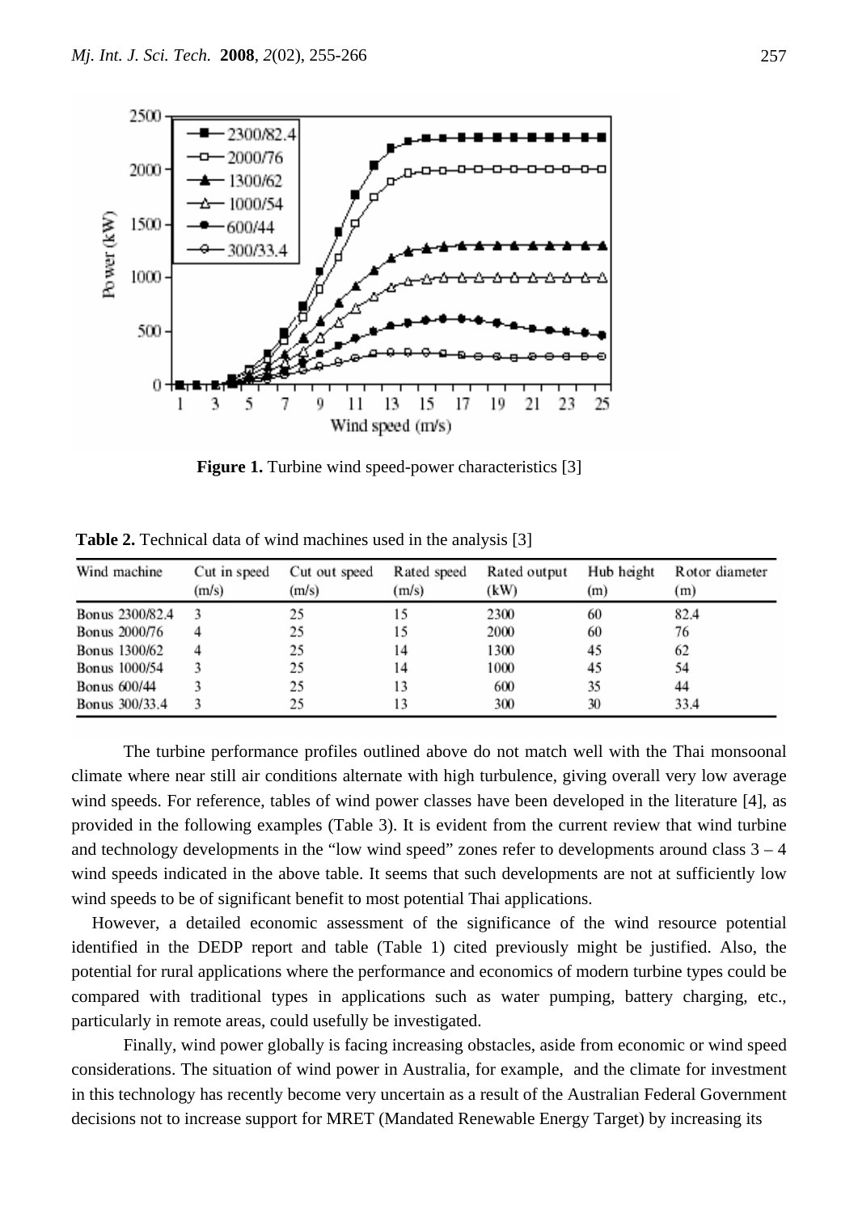2500
2000
1500
1000
500
0

Power (kW)

2300/82.4
2000/76
1300/62
1000/54
600/44
300/33.4

1 3 5 7 9 11 13 15 17 19 21 23 25

Wind speed (m/s)

**Figure 1.** Turbine wind speed-power characteristics [3]

**Table 2.** Technical data of wind machines used in the analysis [3]

| Wind machine | Cut in speed (m/s) | Cut out speed (m/s) | Rated speed (m/s) | Rated output (kW) | Hub height (m) | Rotor diameter (m) |
|---|---|---|---|---|---|---|
| Bonus 2300/82.4 | 3 | 25 | 15 | 2300 | 60 | 82.4 |
| Bonus 2000/76 | 4 | 25 | 15 | 2000 | 60 | 76 |
| Bonus 1300/62 | 4 | 25 | 14 | 1300 | 45 | 62 |
| Bonus 1000/54 | 3 | 25 | 14 | 1000 | 45 | 54 |
| Bonus 600/44 | 3 | 25 | 13 | 600 | 35 | 44 |
| Bonus 300/33.4 | 3 | 25 | 13 | 300 | 30 | 33.4 |

The turbine performance profiles outlined above do not match well with the Thai monsoonal climate where near still air conditions alternate with high turbulence, giving overall very low average wind speeds. For reference, tables of wind power classes have been developed in the literature [4], as provided in the following examples (Table 3). It is evident from the current review that wind turbine and technology developments in the "low wind speed" zones refer to developments around class 3 – 4 wind speeds indicated in the above table. It seems that such developments are not at sufficiently low wind speeds to be of significant benefit to most potential Thai applications.

However, a detailed economic assessment of the significance of the wind resource potential identified in the DEDP report and table (Table 1) cited previously might be justified. Also, the potential for rural applications where the performance and economics of modern turbine types could be compared with traditional types in applications such as water pumping, battery charging, etc., particularly in remote areas, could usefully be investigated.

Finally, wind power globally is facing increasing obstacles, aside from economic or wind speed considerations. The situation of wind power in Australia, for example, and the climate for investment in this technology has recently become very uncertain as a result of the Australian Federal Government decisions not to increase support for MRET (Mandated Renewable Energy Target) by increasing its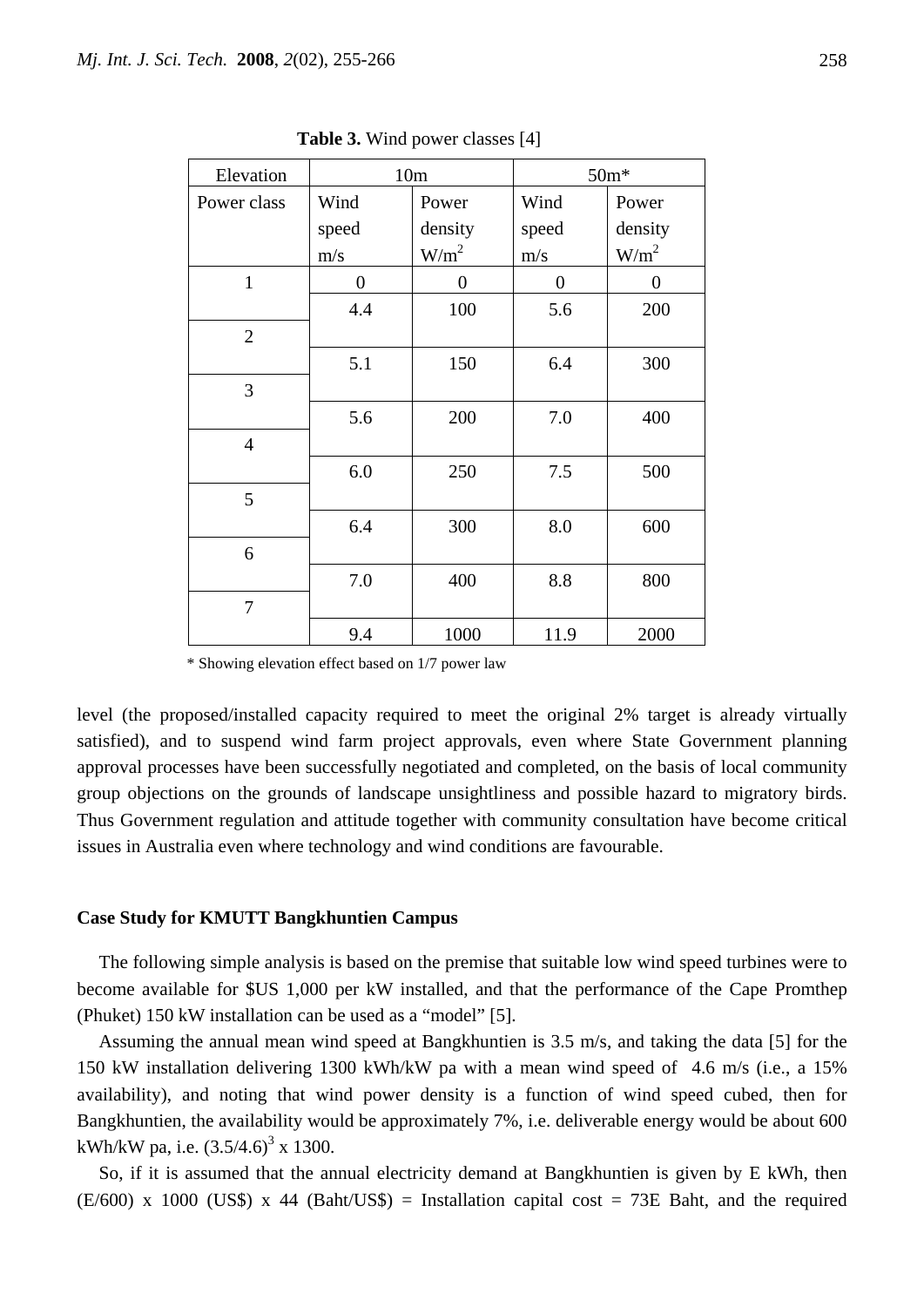**Table 3.** Wind power classes [4]

| Elevation | 10m | | 50m* | |
|---|---|---|---|---|
| Power class | Wind speed m/s | Power density W/m$^2$ | Wind speed m/s | Power density W/m$^2$ |
| 1 | 0 | 0 | 0 | 0 |
| | 4.4 | 100 | 5.6 | 200 |
| 2 | | | | |
| | 5.1 | 150 | 6.4 | 300 |
| 3 | | | | |
| | 5.6 | 200 | 7.0 | 400 |
| 4 | | | | |
| | 6.0 | 250 | 7.5 | 500 |
| 5 | | | | |
| | 6.4 | 300 | 8.0 | 600 |
| 6 | | | | |
| | 7.0 | 400 | 8.8 | 800 |
| 7 | | | | |
| | 9.4 | 1000 | 11.9 | 2000 |

\* Showing elevation effect based on 1/7 power law

level (the proposed/installed capacity required to meet the original 2% target is already virtually satisfied), and to suspend wind farm project approvals, even where State Government planning approval processes have been successfully negotiated and completed, on the basis of local community group objections on the grounds of landscape unsightliness and possible hazard to migratory birds. Thus Government regulation and attitude together with community consultation have become critical issues in Australia even where technology and wind conditions are favourable.

**Case Study for KMUTT Bangkhuntien Campus**

The following simple analysis is based on the premise that suitable low wind speed turbines were to become available for $US 1,000 per kW installed, and that the performance of the Cape Promthep (Phuket) 150 kW installation can be used as a "model" [5].

Assuming the annual mean wind speed at Bangkhuntien is 3.5 m/s, and taking the data [5] for the 150 kW installation delivering 1300 kWh/kW pa with a mean wind speed of 4.6 m/s (i.e., a 15% availability), and noting that wind power density is a function of wind speed cubed, then for Bangkhuntien, the availability would be approximately 7%, i.e. deliverable energy would be about 600 kWh/kW pa, i.e. $(3.5/4.6)^3 \times 1300$.

So, if it is assumed that the annual electricity demand at Bangkhuntien is given by E kWh, then (E/600) x 1000 (US$) x 44 (Baht/US$) = Installation capital cost = 73E Baht, and the required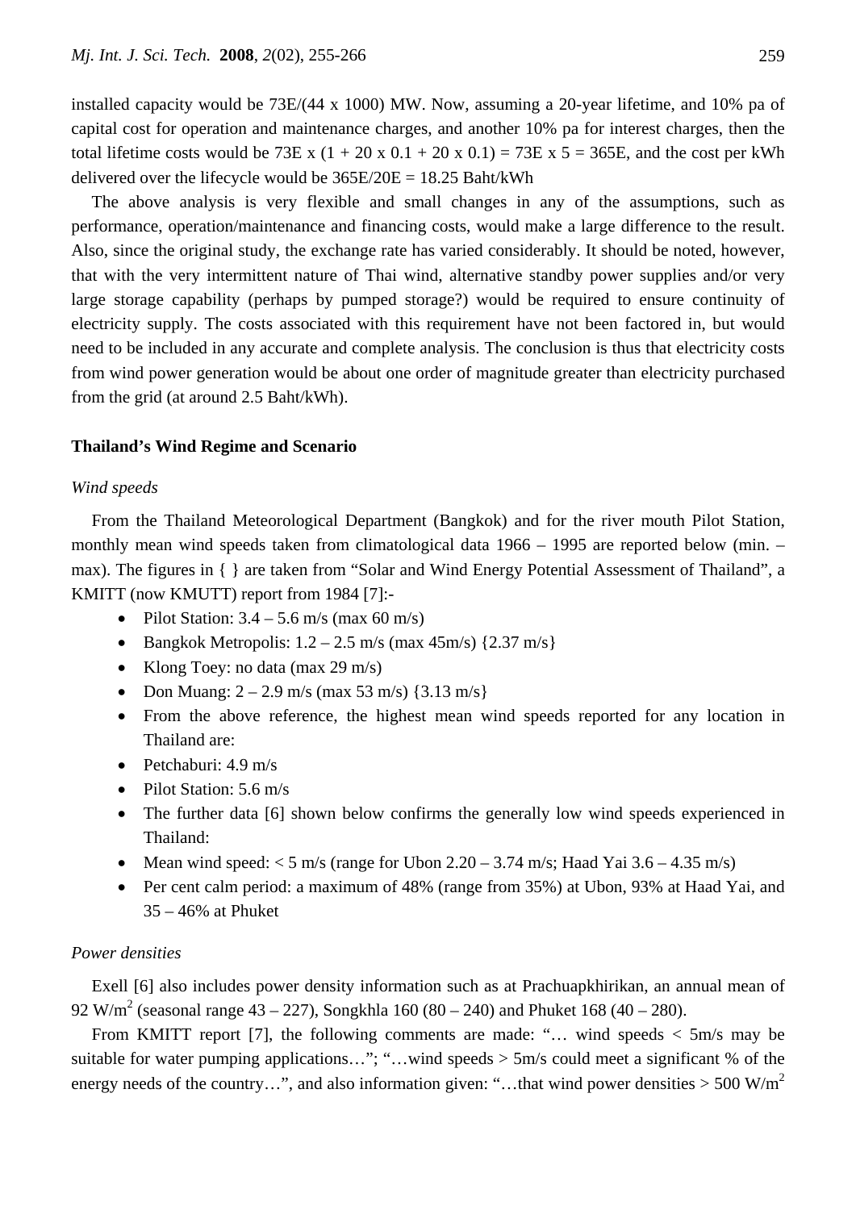installed capacity would be 73E/(44 x 1000) MW. Now, assuming a 20-year lifetime, and 10% pa of capital cost for operation and maintenance charges, and another 10% pa for interest charges, then the total lifetime costs would be 73E x (1 + 20 x 0.1 + 20 x 0.1) = 73E x 5 = 365E, and the cost per kWh delivered over the lifecycle would be 365E/20E = 18.25 Baht/kWh

The above analysis is very flexible and small changes in any of the assumptions, such as performance, operation/maintenance and financing costs, would make a large difference to the result. Also, since the original study, the exchange rate has varied considerably. It should be noted, however, that with the very intermittent nature of Thai wind, alternative standby power supplies and/or very large storage capability (perhaps by pumped storage?) would be required to ensure continuity of electricity supply. The costs associated with this requirement have not been factored in, but would need to be included in any accurate and complete analysis. The conclusion is thus that electricity costs from wind power generation would be about one order of magnitude greater than electricity purchased from the grid (at around 2.5 Baht/kWh).

### Thailand's Wind Regime and Scenario

*Wind speeds*

From the Thailand Meteorological Department (Bangkok) and for the river mouth Pilot Station, monthly mean wind speeds taken from climatological data 1966 – 1995 are reported below (min. – max). The figures in { } are taken from "Solar and Wind Energy Potential Assessment of Thailand", a KMITT (now KMUTT) report from 1984 [7]:-

- Pilot Station: 3.4 – 5.6 m/s (max 60 m/s)
- Bangkok Metropolis: 1.2 – 2.5 m/s (max 45m/s) {2.37 m/s}
- Klong Toey: no data (max 29 m/s)
- Don Muang: 2 – 2.9 m/s (max 53 m/s) {3.13 m/s}
- From the above reference, the highest mean wind speeds reported for any location in Thailand are:
- Petchaburi: 4.9 m/s
- Pilot Station: 5.6 m/s
- The further data [6] shown below confirms the generally low wind speeds experienced in Thailand:
- Mean wind speed: < 5 m/s (range for Ubon 2.20 – 3.74 m/s; Haad Yai 3.6 – 4.35 m/s)
- Per cent calm period: a maximum of 48% (range from 35%) at Ubon, 93% at Haad Yai, and 35 – 46% at Phuket

*Power densities*

Exell [6] also includes power density information such as at Prachuapkhirikan, an annual mean of 92 W/m$^2$ (seasonal range 43 – 227), Songkhla 160 (80 – 240) and Phuket 168 (40 – 280).

From KMITT report [7], the following comments are made: "… wind speeds < 5m/s may be suitable for water pumping applications…"; "…wind speeds > 5m/s could meet a significant % of the energy needs of the country…", and also information given: "…that wind power densities > 500 W/m$^2$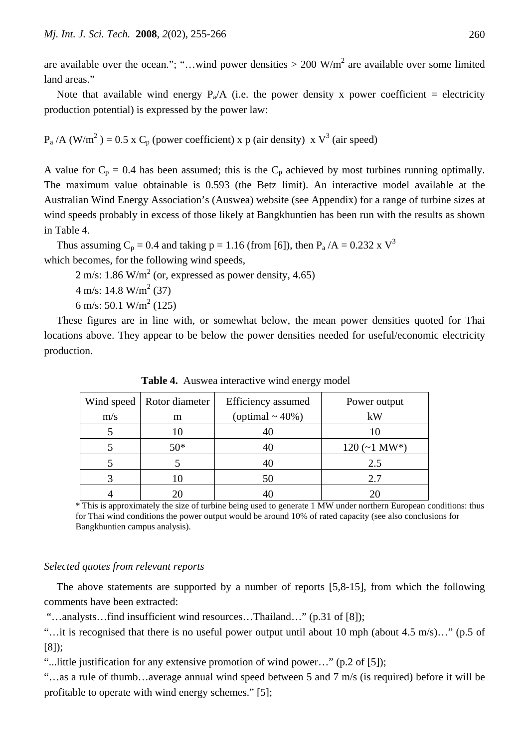are available over the ocean."; "…wind power densities > 200 W/m$^2$ are available over some limited land areas."

Note that available wind energy $P_a/A$ (i.e. the power density x power coefficient = electricity production potential) is expressed by the power law:

$P_a/A$ (W/m$^2$) = 0.5 x $C_p$ (power coefficient) x p (air density) x $V^3$ (air speed)

A value for $C_p$ = 0.4 has been assumed; this is the $C_p$ achieved by most turbines running optimally. The maximum value obtainable is 0.593 (the Betz limit). An interactive model available at the Australian Wind Energy Association's (Auswea) website (see Appendix) for a range of turbine sizes at wind speeds probably in excess of those likely at Bangkhuntien has been run with the results as shown in Table 4.

Thus assuming $C_p$ = 0.4 and taking p = 1.16 (from [6]), then $P_a/A = 0.232 \times V^3$ which becomes, for the following wind speeds,

2 m/s: 1.86 W/m$^2$ (or, expressed as power density, 4.65)
4 m/s: 14.8 W/m$^2$ (37)
6 m/s: 50.1 W/m$^2$ (125)

These figures are in line with, or somewhat below, the mean power densities quoted for Thai locations above. They appear to be below the power densities needed for useful/economic electricity production.

**Table 4.** Auswea interactive wind energy model

| Wind speed m/s | Rotor diameter m | Efficiency assumed (optimal ~ 40%) | Power output kW |
|---|---|---|---|
| 5 | 10 | 40 | 10 |
| 5 | 50* | 40 | 120 (~1 MW*) |
| 5 | 5 | 40 | 2.5 |
| 3 | 10 | 50 | 2.7 |
| 4 | 20 | 40 | 20 |

* This is approximately the size of turbine being used to generate 1 MW under northern European conditions: thus for Thai wind conditions the power output would be around 10% of rated capacity (see also conclusions for Bangkhuntien campus analysis).

*Selected quotes from relevant reports*

The above statements are supported by a number of reports [5,8-15], from which the following comments have been extracted:

"…analysts…find insufficient wind resources…Thailand…" (p.31 of [8]);

"…it is recognised that there is no useful power output until about 10 mph (about 4.5 m/s)…" (p.5 of [8]);

"...little justification for any extensive promotion of wind power…" (p.2 of [5]);

"…as a rule of thumb…average annual wind speed between 5 and 7 m/s (is required) before it will be profitable to operate with wind energy schemes." [5];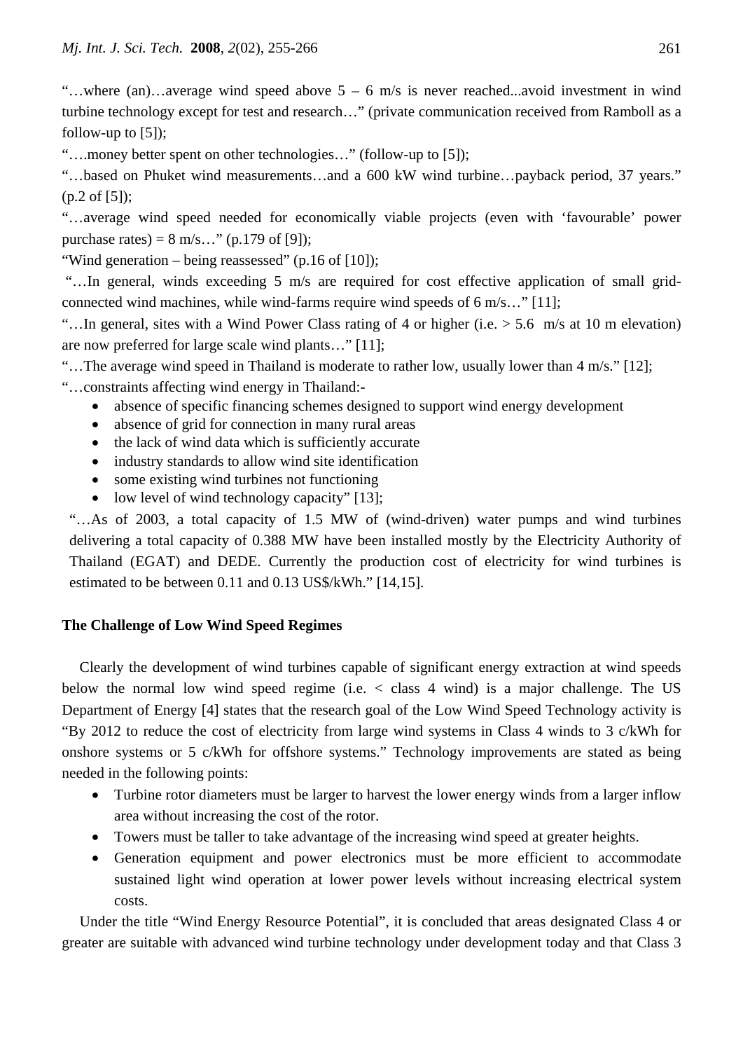"…where (an)…average wind speed above 5 – 6 m/s is never reached...avoid investment in wind turbine technology except for test and research…" (private communication received from Ramboll as a follow-up to [5]);

"….money better spent on other technologies…" (follow-up to [5]);

"…based on Phuket wind measurements…and a 600 kW wind turbine…payback period, 37 years." (p.2 of [5]);

"…average wind speed needed for economically viable projects (even with 'favourable' power purchase rates) = 8 m/s…" (p.179 of [9]);

"Wind generation – being reassessed" (p.16 of [10]);

"…In general, winds exceeding 5 m/s are required for cost effective application of small grid-connected wind machines, while wind-farms require wind speeds of 6 m/s…" [11];

"…In general, sites with a Wind Power Class rating of 4 or higher (i.e. > 5.6 m/s at 10 m elevation) are now preferred for large scale wind plants…" [11];

"…The average wind speed in Thailand is moderate to rather low, usually lower than 4 m/s." [12];

"…constraints affecting wind energy in Thailand:-

- absence of specific financing schemes designed to support wind energy development
- absence of grid for connection in many rural areas
- the lack of wind data which is sufficiently accurate
- industry standards to allow wind site identification
- some existing wind turbines not functioning
- low level of wind technology capacity" [13];

"…As of 2003, a total capacity of 1.5 MW of (wind-driven) water pumps and wind turbines delivering a total capacity of 0.388 MW have been installed mostly by the Electricity Authority of Thailand (EGAT) and DEDE. Currently the production cost of electricity for wind turbines is estimated to be between 0.11 and 0.13 US$/kWh." [14,15].

**The Challenge of Low Wind Speed Regimes**

Clearly the development of wind turbines capable of significant energy extraction at wind speeds below the normal low wind speed regime (i.e. < class 4 wind) is a major challenge. The US Department of Energy [4] states that the research goal of the Low Wind Speed Technology activity is "By 2012 to reduce the cost of electricity from large wind systems in Class 4 winds to 3 c/kWh for onshore systems or 5 c/kWh for offshore systems." Technology improvements are stated as being needed in the following points:

- Turbine rotor diameters must be larger to harvest the lower energy winds from a larger inflow area without increasing the cost of the rotor.
- Towers must be taller to take advantage of the increasing wind speed at greater heights.
- Generation equipment and power electronics must be more efficient to accommodate sustained light wind operation at lower power levels without increasing electrical system costs.

Under the title "Wind Energy Resource Potential", it is concluded that areas designated Class 4 or greater are suitable with advanced wind turbine technology under development today and that Class 3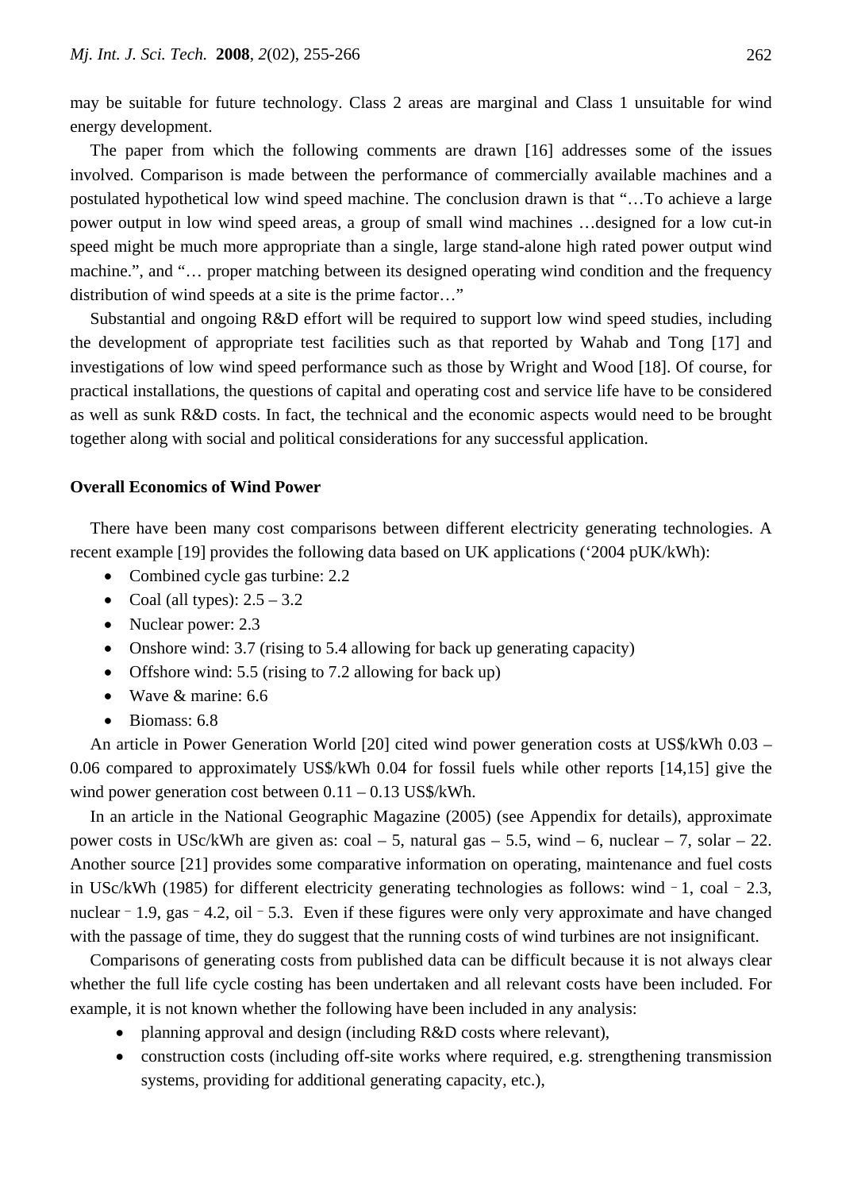may be suitable for future technology. Class 2 areas are marginal and Class 1 unsuitable for wind energy development.

The paper from which the following comments are drawn [16] addresses some of the issues involved. Comparison is made between the performance of commercially available machines and a postulated hypothetical low wind speed machine. The conclusion drawn is that "…To achieve a large power output in low wind speed areas, a group of small wind machines …designed for a low cut-in speed might be much more appropriate than a single, large stand-alone high rated power output wind machine.", and "… proper matching between its designed operating wind condition and the frequency distribution of wind speeds at a site is the prime factor…"

Substantial and ongoing R&D effort will be required to support low wind speed studies, including the development of appropriate test facilities such as that reported by Wahab and Tong [17] and investigations of low wind speed performance such as those by Wright and Wood [18]. Of course, for practical installations, the questions of capital and operating cost and service life have to be considered as well as sunk R&D costs. In fact, the technical and the economic aspects would need to be brought together along with social and political considerations for any successful application.

**Overall Economics of Wind Power**

There have been many cost comparisons between different electricity generating technologies. A recent example [19] provides the following data based on UK applications ('2004 pUK/kWh):

- Combined cycle gas turbine: 2.2
- Coal (all types): 2.5 – 3.2
- Nuclear power: 2.3
- Onshore wind: 3.7 (rising to 5.4 allowing for back up generating capacity)
- Offshore wind: 5.5 (rising to 7.2 allowing for back up)
- Wave & marine: 6.6
- Biomass: 6.8

An article in Power Generation World [20] cited wind power generation costs at US$/kWh 0.03 – 0.06 compared to approximately US$/kWh 0.04 for fossil fuels while other reports [14,15] give the wind power generation cost between 0.11 – 0.13 US$/kWh.

In an article in the National Geographic Magazine (2005) (see Appendix for details), approximate power costs in USc/kWh are given as: coal – 5, natural gas – 5.5, wind – 6, nuclear – 7, solar – 22. Another source [21] provides some comparative information on operating, maintenance and fuel costs in USc/kWh (1985) for different electricity generating technologies as follows: wind ‑ 1, coal ‑ 2.3, nuclear ‑ 1.9, gas ‑ 4.2, oil ‑ 5.3. Even if these figures were only very approximate and have changed with the passage of time, they do suggest that the running costs of wind turbines are not insignificant.

Comparisons of generating costs from published data can be difficult because it is not always clear whether the full life cycle costing has been undertaken and all relevant costs have been included. For example, it is not known whether the following have been included in any analysis:

- planning approval and design (including R&D costs where relevant),
- construction costs (including off-site works where required, e.g. strengthening transmission systems, providing for additional generating capacity, etc.),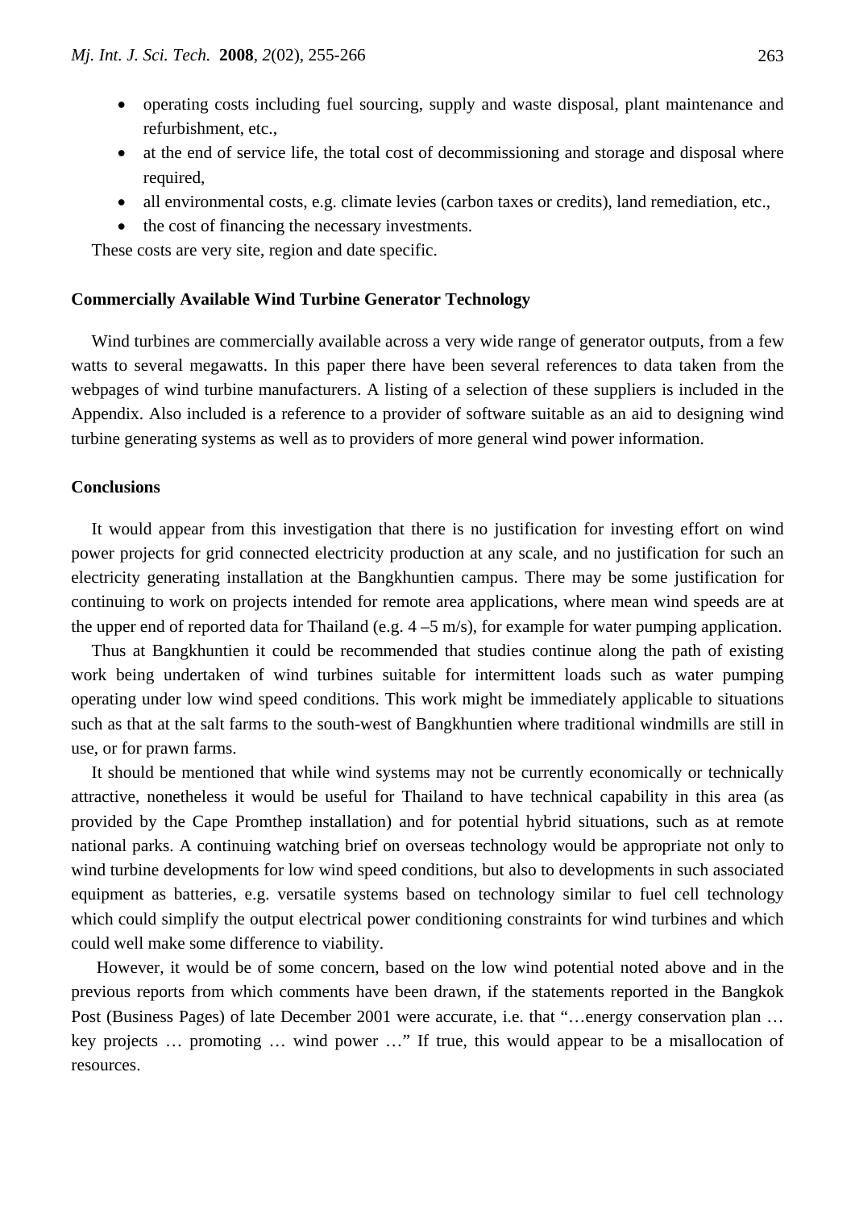- operating costs including fuel sourcing, supply and waste disposal, plant maintenance and refurbishment, etc.,
- at the end of service life, the total cost of decommissioning and storage and disposal where required,
- all environmental costs, e.g. climate levies (carbon taxes or credits), land remediation, etc.,
- the cost of financing the necessary investments.

These costs are very site, region and date specific.

**Commercially Available Wind Turbine Generator Technology**

Wind turbines are commercially available across a very wide range of generator outputs, from a few watts to several megawatts. In this paper there have been several references to data taken from the webpages of wind turbine manufacturers. A listing of a selection of these suppliers is included in the Appendix. Also included is a reference to a provider of software suitable as an aid to designing wind turbine generating systems as well as to providers of more general wind power information.

**Conclusions**

It would appear from this investigation that there is no justification for investing effort on wind power projects for grid connected electricity production at any scale, and no justification for such an electricity generating installation at the Bangkhuntien campus. There may be some justification for continuing to work on projects intended for remote area applications, where mean wind speeds are at the upper end of reported data for Thailand (e.g. 4 –5 m/s), for example for water pumping application.

Thus at Bangkhuntien it could be recommended that studies continue along the path of existing work being undertaken of wind turbines suitable for intermittent loads such as water pumping operating under low wind speed conditions. This work might be immediately applicable to situations such as that at the salt farms to the south-west of Bangkhuntien where traditional windmills are still in use, or for prawn farms.

It should be mentioned that while wind systems may not be currently economically or technically attractive, nonetheless it would be useful for Thailand to have technical capability in this area (as provided by the Cape Promthep installation) and for potential hybrid situations, such as at remote national parks. A continuing watching brief on overseas technology would be appropriate not only to wind turbine developments for low wind speed conditions, but also to developments in such associated equipment as batteries, e.g. versatile systems based on technology similar to fuel cell technology which could simplify the output electrical power conditioning constraints for wind turbines and which could well make some difference to viability.

However, it would be of some concern, based on the low wind potential noted above and in the previous reports from which comments have been drawn, if the statements reported in the Bangkok Post (Business Pages) of late December 2001 were accurate, i.e. that "…energy conservation plan … key projects … promoting … wind power …" If true, this would appear to be a misallocation of resources.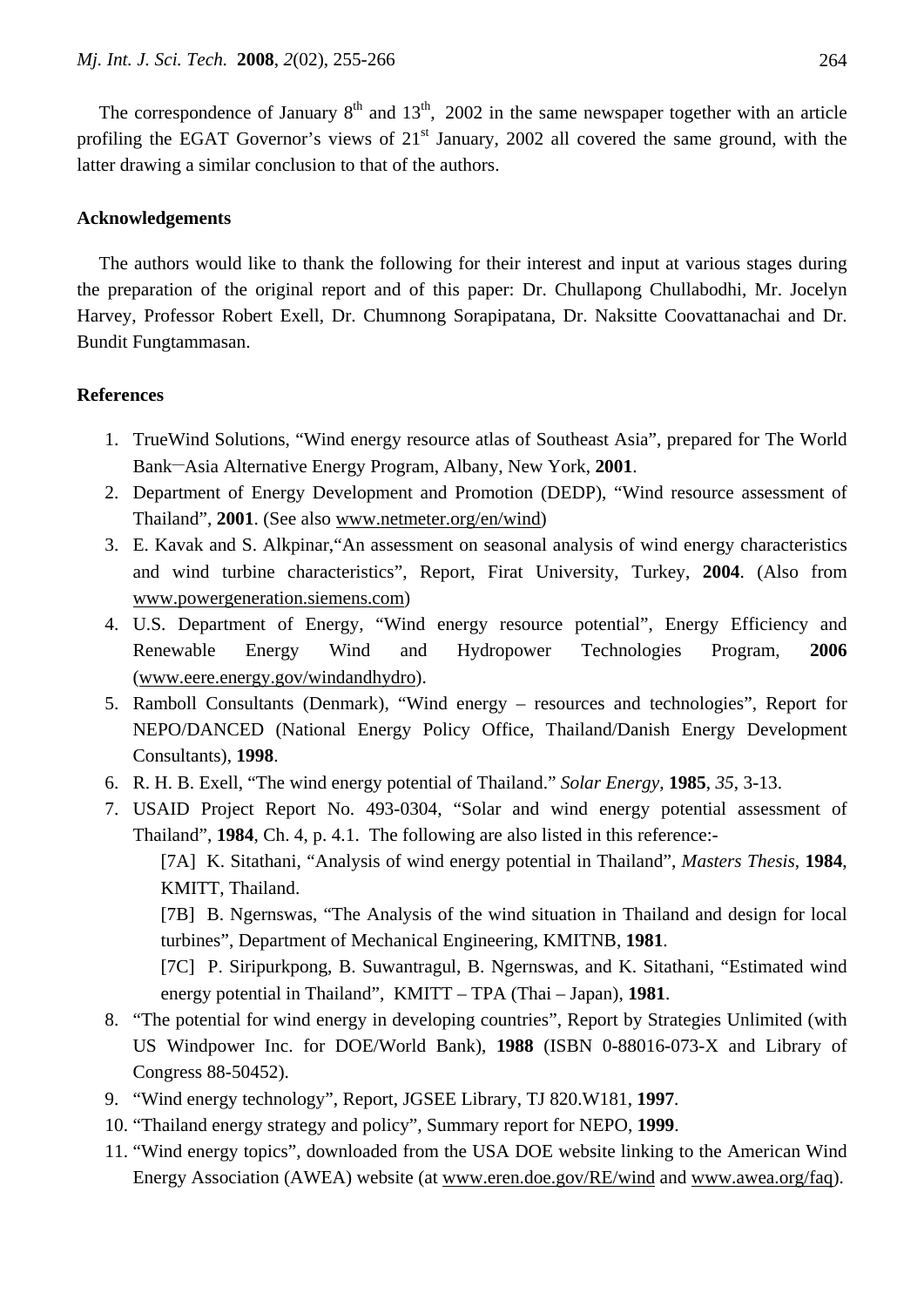The correspondence of January 8th and 13th, 2002 in the same newspaper together with an article profiling the EGAT Governor's views of 21st January, 2002 all covered the same ground, with the latter drawing a similar conclusion to that of the authors.

## Acknowledgements

The authors would like to thank the following for their interest and input at various stages during the preparation of the original report and of this paper: Dr. Chullapong Chullabodhi, Mr. Jocelyn Harvey, Professor Robert Exell, Dr. Chumnong Sorapipatana, Dr. Naksitte Coovattanachai and Dr. Bundit Fungtammasan.

## References

1. TrueWind Solutions, "Wind energy resource atlas of Southeast Asia", prepared for The World Bank—Asia Alternative Energy Program, Albany, New York, **2001**.
2. Department of Energy Development and Promotion (DEDP), "Wind resource assessment of Thailand", **2001**. (See also www.netmeter.org/en/wind)
3. E. Kavak and S. Alkpinar,"An assessment on seasonal analysis of wind energy characteristics and wind turbine characteristics", Report, Firat University, Turkey, **2004**. (Also from www.powergeneration.siemens.com)
4. U.S. Department of Energy, "Wind energy resource potential", Energy Efficiency and Renewable Energy Wind and Hydropower Technologies Program, **2006** (www.eere.energy.gov/windandhydro).
5. Ramboll Consultants (Denmark), "Wind energy – resources and technologies", Report for NEPO/DANCED (National Energy Policy Office, Thailand/Danish Energy Development Consultants), **1998**.
6. R. H. B. Exell, "The wind energy potential of Thailand." *Solar Energy*, **1985**, *35*, 3-13.
7. USAID Project Report No. 493-0304, "Solar and wind energy potential assessment of Thailand", **1984**, Ch. 4, p. 4.1. The following are also listed in this reference:-

   [7A] K. Sitathani, "Analysis of wind energy potential in Thailand", *Masters Thesis*, **1984**, KMITT, Thailand.

   [7B] B. Ngernswas, "The Analysis of the wind situation in Thailand and design for local turbines", Department of Mechanical Engineering, KMITNB, **1981**.

   [7C] P. Siripurkpong, B. Suwantragul, B. Ngernswas, and K. Sitathani, "Estimated wind energy potential in Thailand", KMITT – TPA (Thai – Japan), **1981**.
8. "The potential for wind energy in developing countries", Report by Strategies Unlimited (with US Windpower Inc. for DOE/World Bank), **1988** (ISBN 0-88016-073-X and Library of Congress 88-50452).
9. "Wind energy technology", Report, JGSEE Library, TJ 820.W181, **1997**.
10. "Thailand energy strategy and policy", Summary report for NEPO, **1999**.
11. "Wind energy topics", downloaded from the USA DOE website linking to the American Wind Energy Association (AWEA) website (at www.eren.doe.gov/RE/wind and www.awea.org/faq).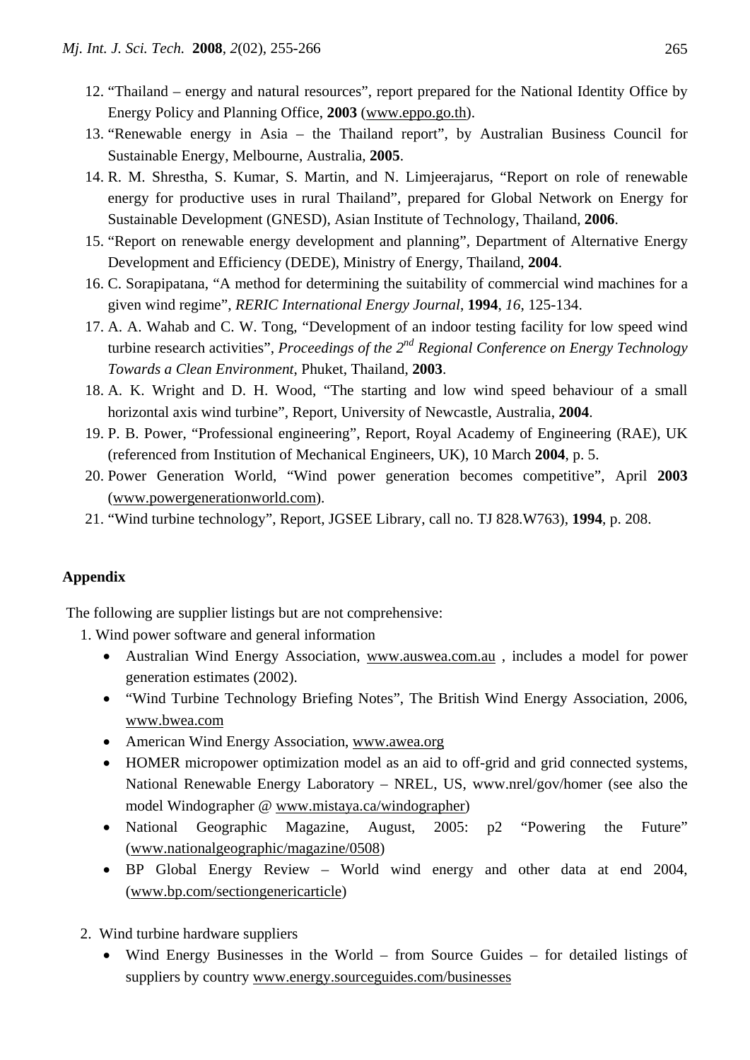12. "Thailand – energy and natural resources", report prepared for the National Identity Office by Energy Policy and Planning Office, **2003** (www.eppo.go.th).
13. "Renewable energy in Asia – the Thailand report", by Australian Business Council for Sustainable Energy, Melbourne, Australia, **2005**.
14. R. M. Shrestha, S. Kumar, S. Martin, and N. Limjeerajarus, "Report on role of renewable energy for productive uses in rural Thailand", prepared for Global Network on Energy for Sustainable Development (GNESD), Asian Institute of Technology, Thailand, **2006**.
15. "Report on renewable energy development and planning", Department of Alternative Energy Development and Efficiency (DEDE), Ministry of Energy, Thailand, **2004**.
16. C. Sorapipatana, "A method for determining the suitability of commercial wind machines for a given wind regime", *RERIC International Energy Journal*, **1994**, *16*, 125-134.
17. A. A. Wahab and C. W. Tong, "Development of an indoor testing facility for low speed wind turbine research activities", *Proceedings of the 2nd Regional Conference on Energy Technology Towards a Clean Environment*, Phuket, Thailand, **2003**.
18. A. K. Wright and D. H. Wood, "The starting and low wind speed behaviour of a small horizontal axis wind turbine", Report, University of Newcastle, Australia, **2004**.
19. P. B. Power, "Professional engineering", Report, Royal Academy of Engineering (RAE), UK (referenced from Institution of Mechanical Engineers, UK), 10 March **2004**, p. 5.
20. Power Generation World, "Wind power generation becomes competitive", April **2003** (www.powergenerationworld.com).
21. "Wind turbine technology", Report, JGSEE Library, call no. TJ 828.W763), **1994**, p. 208.

## Appendix

The following are supplier listings but are not comprehensive:

1. Wind power software and general information
   - Australian Wind Energy Association, www.auswea.com.au , includes a model for power generation estimates (2002).
   - "Wind Turbine Technology Briefing Notes", The British Wind Energy Association, 2006, www.bwea.com
   - American Wind Energy Association, www.awea.org
   - HOMER micropower optimization model as an aid to off-grid and grid connected systems, National Renewable Energy Laboratory – NREL, US, www.nrel/gov/homer (see also the model Windographer @ www.mistaya.ca/windographer)
   - National Geographic Magazine, August, 2005: p2 "Powering the Future" (www.nationalgeographic/magazine/0508)
   - BP Global Energy Review – World wind energy and other data at end 2004, (www.bp.com/sectiongenericarticle)

2. Wind turbine hardware suppliers
   - Wind Energy Businesses in the World – from Source Guides – for detailed listings of suppliers by country www.energy.sourceguides.com/businesses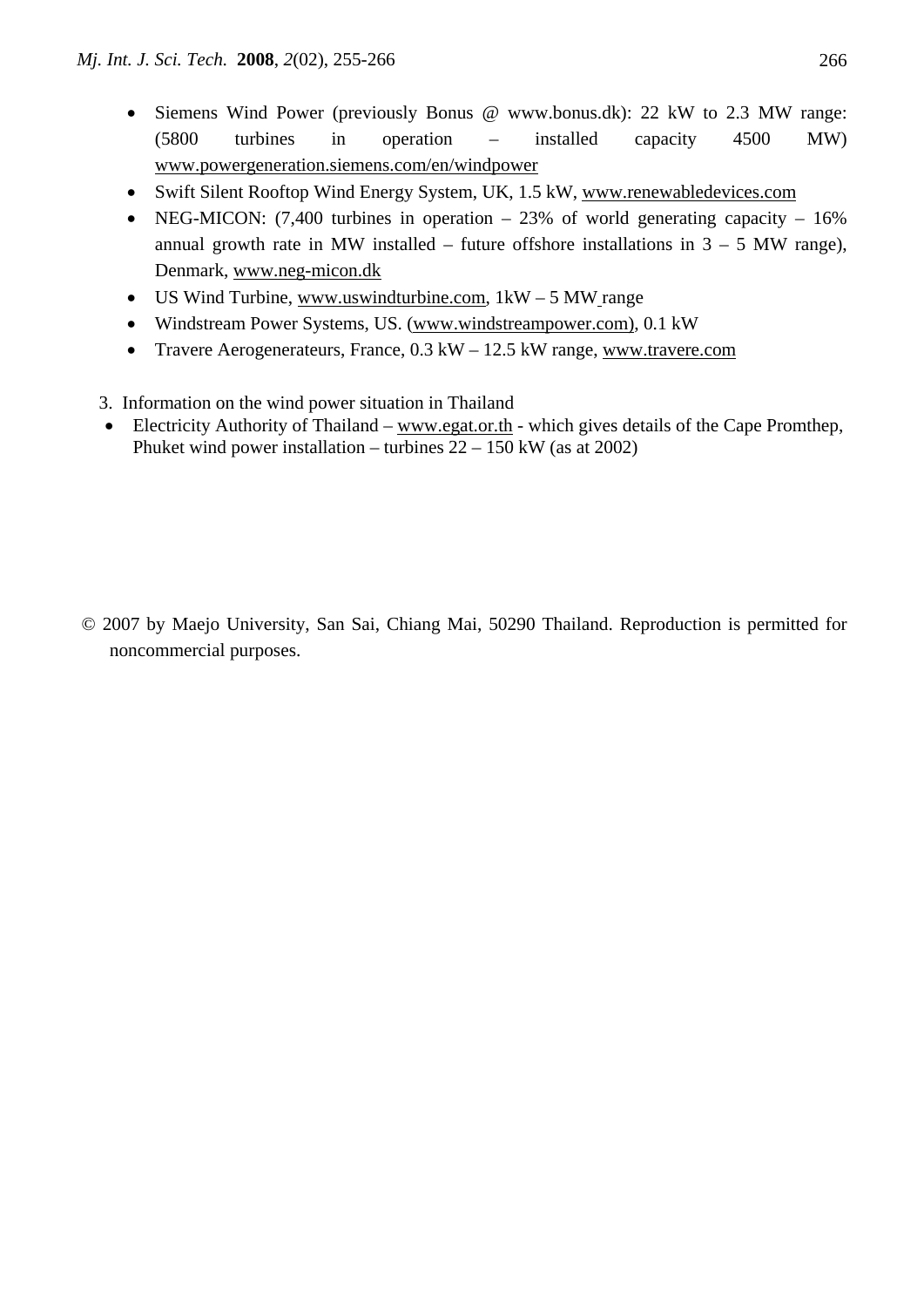- Siemens Wind Power (previously Bonus @ www.bonus.dk): 22 kW to 2.3 MW range: (5800 turbines in operation – installed capacity 4500 MW) www.powergeneration.siemens.com/en/windpower
- Swift Silent Rooftop Wind Energy System, UK, 1.5 kW, www.renewabledevices.com
- NEG-MICON: (7,400 turbines in operation – 23% of world generating capacity – 16% annual growth rate in MW installed – future offshore installations in 3 – 5 MW range), Denmark, www.neg-micon.dk
- US Wind Turbine, www.uswindturbine.com, 1kW – 5 MW range
- Windstream Power Systems, US. (www.windstreampower.com), 0.1 kW
- Travere Aerogenerateurs, France, 0.3 kW – 12.5 kW range, www.travere.com

3. Information on the wind power situation in Thailand

- Electricity Authority of Thailand – www.egat.or.th - which gives details of the Cape Promthep, Phuket wind power installation – turbines 22 – 150 kW (as at 2002)

© 2007 by Maejo University, San Sai, Chiang Mai, 50290 Thailand. Reproduction is permitted for noncommercial purposes.